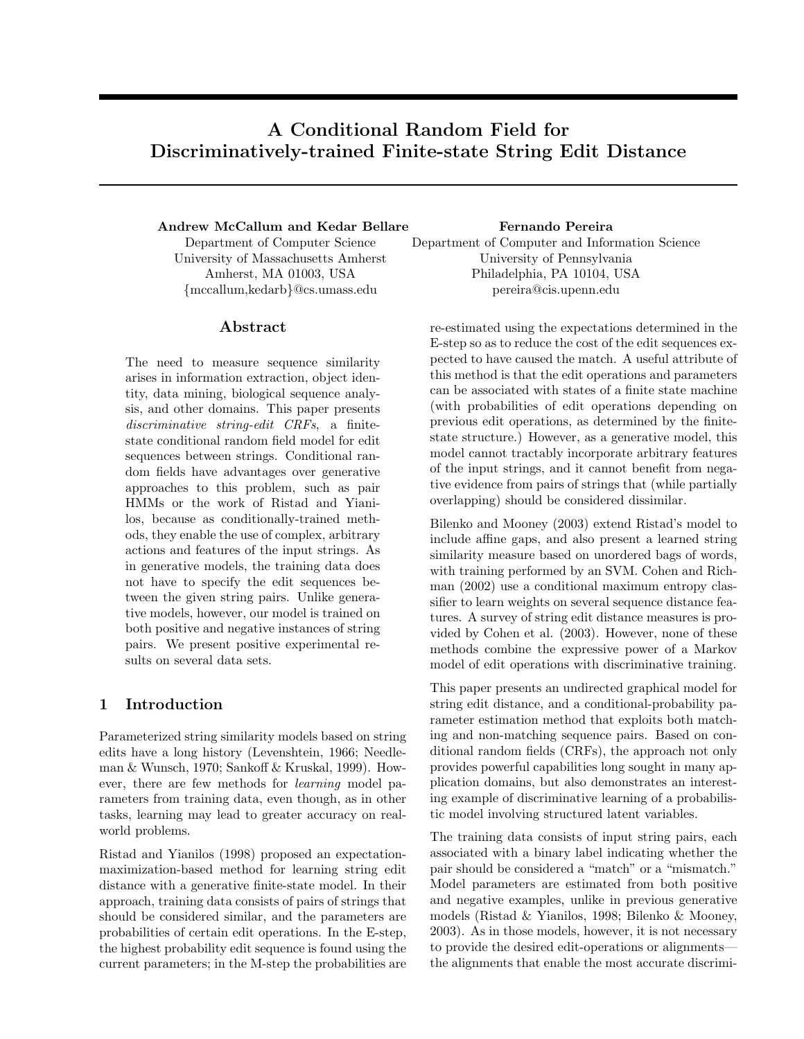# A Conditional Random Field for Discriminatively-trained Finite-state String Edit Distance

**Andrew McCallum and Kedar Bellare**
Department of Computer Science
University of Massachusetts Amherst
Amherst, MA 01003, USA
{mccallum,kedarb}@cs.umass.edu

**Fernando Pereira**
Department of Computer and Information Science
University of Pennsylvania
Philadelphia, PA 10104, USA
pereira@cis.upenn.edu

## Abstract

The need to measure sequence similarity arises in information extraction, object identity, data mining, biological sequence analysis, and other domains. This paper presents *discriminative string-edit CRFs*, a finite-state conditional random field model for edit sequences between strings. Conditional random fields have advantages over generative approaches to this problem, such as pair HMMs or the work of Ristad and Yianilos, because as conditionally-trained methods, they enable the use of complex, arbitrary actions and features of the input strings. As in generative models, the training data does not have to specify the edit sequences between the given string pairs. Unlike generative models, however, our model is trained on both positive and negative instances of string pairs. We present positive experimental results on several data sets.

## 1 Introduction

Parameterized string similarity models based on string edits have a long history (Levenshtein, 1966; Needleman & Wunsch, 1970; Sankoff & Kruskal, 1999). However, there are few methods for *learning* model parameters from training data, even though, as in other tasks, learning may lead to greater accuracy on real-world problems.

Ristad and Yianilos (1998) proposed an expectation-maximization-based method for learning string edit distance with a generative finite-state model. In their approach, training data consists of pairs of strings that should be considered similar, and the parameters are probabilities of certain edit operations. In the E-step, the highest probability edit sequence is found using the current parameters; in the M-step the probabilities are re-estimated using the expectations determined in the E-step so as to reduce the cost of the edit sequences expected to have caused the match. A useful attribute of this method is that the edit operations and parameters can be associated with states of a finite state machine (with probabilities of edit operations depending on previous edit operations, as determined by the finite-state structure.) However, as a generative model, this model cannot tractably incorporate arbitrary features of the input strings, and it cannot benefit from negative evidence from pairs of strings that (while partially overlapping) should be considered dissimilar.

Bilenko and Mooney (2003) extend Ristad's model to include affine gaps, and also present a learned string similarity measure based on unordered bags of words, with training performed by an SVM. Cohen and Richman (2002) use a conditional maximum entropy classifier to learn weights on several sequence distance features. A survey of string edit distance measures is provided by Cohen et al. (2003). However, none of these methods combine the expressive power of a Markov model of edit operations with discriminative training.

This paper presents an undirected graphical model for string edit distance, and a conditional-probability parameter estimation method that exploits both matching and non-matching sequence pairs. Based on conditional random fields (CRFs), the approach not only provides powerful capabilities long sought in many application domains, but also demonstrates an interesting example of discriminative learning of a probabilistic model involving structured latent variables.

The training data consists of input string pairs, each associated with a binary label indicating whether the pair should be considered a "match" or a "mismatch." Model parameters are estimated from both positive and negative examples, unlike in previous generative models (Ristad & Yianilos, 1998; Bilenko & Mooney, 2003). As in those models, however, it is not necessary to provide the desired edit-operations or alignments—the alignments that enable the most accurate discrimi-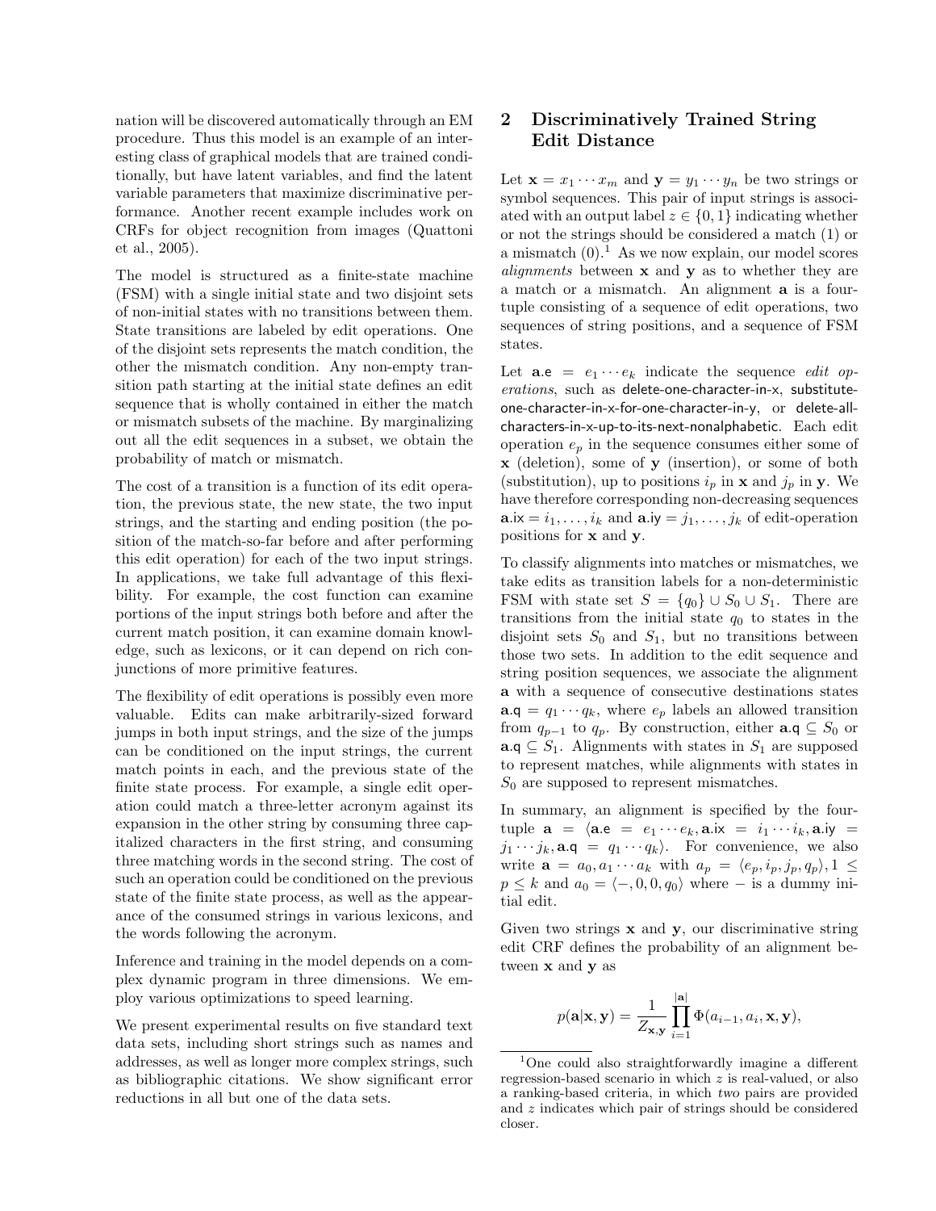nation will be discovered automatically through an EM procedure. Thus this model is an example of an interesting class of graphical models that are trained conditionally, but have latent variables, and find the latent variable parameters that maximize discriminative performance. Another recent example includes work on CRFs for object recognition from images (Quattoni et al., 2005).

The model is structured as a finite-state machine (FSM) with a single initial state and two disjoint sets of non-initial states with no transitions between them. State transitions are labeled by edit operations. One of the disjoint sets represents the match condition, the other the mismatch condition. Any non-empty transition path starting at the initial state defines an edit sequence that is wholly contained in either the match or mismatch subsets of the machine. By marginalizing out all the edit sequences in a subset, we obtain the probability of match or mismatch.

The cost of a transition is a function of its edit operation, the previous state, the new state, the two input strings, and the starting and ending position (the position of the match-so-far before and after performing this edit operation) for each of the two input strings. In applications, we take full advantage of this flexibility. For example, the cost function can examine portions of the input strings both before and after the current match position, it can examine domain knowledge, such as lexicons, or it can depend on rich conjunctions of more primitive features.

The flexibility of edit operations is possibly even more valuable. Edits can make arbitrarily-sized forward jumps in both input strings, and the size of the jumps can be conditioned on the input strings, the current match points in each, and the previous state of the finite state process. For example, a single edit operation could match a three-letter acronym against its expansion in the other string by consuming three capitalized characters in the first string, and consuming three matching words in the second string. The cost of such an operation could be conditioned on the previous state of the finite state process, as well as the appearance of the consumed strings in various lexicons, and the words following the acronym.

Inference and training in the model depends on a complex dynamic program in three dimensions. We employ various optimizations to speed learning.

We present experimental results on five standard text data sets, including short strings such as names and addresses, as well as longer more complex strings, such as bibliographic citations. We show significant error reductions in all but one of the data sets.

## 2 Discriminatively Trained String Edit Distance

Let $\mathbf{x} = x_1 \cdots x_m$ and $\mathbf{y} = y_1 \cdots y_n$ be two strings or symbol sequences. This pair of input strings is associated with an output label $z \in \{0, 1\}$ indicating whether or not the strings should be considered a match (1) or a mismatch (0).[1] As we now explain, our model scores *alignments* between $\mathbf{x}$ and $\mathbf{y}$ as to whether they are a match or a mismatch. An alignment $\mathbf{a}$ is a four-tuple consisting of a sequence of edit operations, two sequences of string positions, and a sequence of FSM states.

Let $\mathbf{a}.\mathsf{e} = e_1 \cdots e_k$ indicate the sequence *edit operations*, such as delete-one-character-in-x, substitute-one-character-in-x-for-one-character-in-y, or delete-all-characters-in-x-up-to-its-next-nonalphabetic. Each edit operation $e_p$ in the sequence consumes either some of $\mathbf{x}$ (deletion), some of $\mathbf{y}$ (insertion), or some of both (substitution), up to positions $i_p$ in $\mathbf{x}$ and $j_p$ in $\mathbf{y}$. We have therefore corresponding non-decreasing sequences $\mathbf{a}.\mathsf{ix} = i_1, \ldots, i_k$ and $\mathbf{a}.\mathsf{iy} = j_1, \ldots, j_k$ of edit-operation positions for $\mathbf{x}$ and $\mathbf{y}$.

To classify alignments into matches or mismatches, we take edits as transition labels for a non-deterministic FSM with state set $S = \{q_0\} \cup S_0 \cup S_1$. There are transitions from the initial state $q_0$ to states in the disjoint sets $S_0$ and $S_1$, but no transitions between those two sets. In addition to the edit sequence and string position sequences, we associate the alignment $\mathbf{a}$ with a sequence of consecutive destinations states $\mathbf{a}.\mathsf{q} = q_1 \cdots q_k$, where $e_p$ labels an allowed transition from $q_{p-1}$ to $q_p$. By construction, either $\mathbf{a}.\mathsf{q} \subseteq S_0$ or $\mathbf{a}.\mathsf{q} \subseteq S_1$. Alignments with states in $S_1$ are supposed to represent matches, while alignments with states in $S_0$ are supposed to represent mismatches.

In summary, an alignment is specified by the four-tuple $\mathbf{a} = \langle \mathbf{a}.\mathsf{e} = e_1 \cdots e_k, \mathbf{a}.\mathsf{ix} = i_1 \cdots i_k, \mathbf{a}.\mathsf{iy} = j_1 \cdots j_k, \mathbf{a}.\mathsf{q} = q_1 \cdots q_k \rangle$. For convenience, we also write $\mathbf{a} = a_0, a_1 \cdots a_k$ with $a_p = \langle e_p, i_p, j_p, q_p \rangle, 1 \leq p \leq k$ and $a_0 = \langle -, 0, 0, q_0 \rangle$ where $-$ is a dummy initial edit.

Given two strings $\mathbf{x}$ and $\mathbf{y}$, our discriminative string edit CRF defines the probability of an alignment between $\mathbf{x}$ and $\mathbf{y}$ as

$$p(\mathbf{a}|\mathbf{x}, \mathbf{y}) = \frac{1}{Z_{\mathbf{x},\mathbf{y}}} \prod_{i=1}^{|\mathbf{a}|} \Phi(a_{i-1}, a_i, \mathbf{x}, \mathbf{y}),$$

[1] One could also straightforwardly imagine a different regression-based scenario in which $z$ is real-valued, or also a ranking-based criteria, in which *two* pairs are provided and $z$ indicates which pair of strings should be considered closer.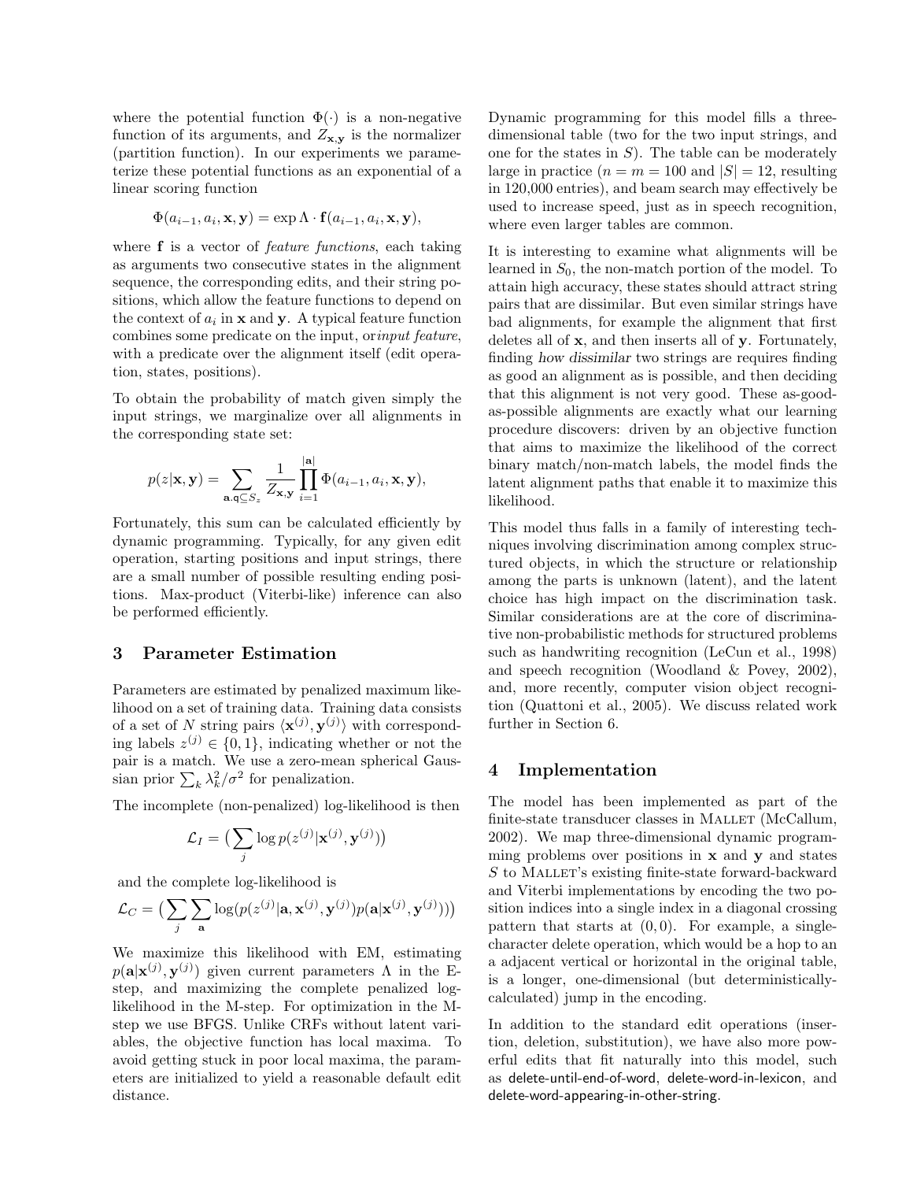where the potential function $\Phi(\cdot)$ is a non-negative function of its arguments, and $Z_{\mathbf{x},\mathbf{y}}$ is the normalizer (partition function). In our experiments we parameterize these potential functions as an exponential of a linear scoring function

$$\Phi(a_{i-1}, a_i, \mathbf{x}, \mathbf{y}) = \exp \Lambda \cdot \mathbf{f}(a_{i-1}, a_i, \mathbf{x}, \mathbf{y}),$$

where $\mathbf{f}$ is a vector of *feature functions*, each taking as arguments two consecutive states in the alignment sequence, the corresponding edits, and their string positions, which allow the feature functions to depend on the context of $a_i$ in $\mathbf{x}$ and $\mathbf{y}$. A typical feature function combines some predicate on the input, or*input feature*, with a predicate over the alignment itself (edit operation, states, positions).

To obtain the probability of match given simply the input strings, we marginalize over all alignments in the corresponding state set:

$$p(z|\mathbf{x}, \mathbf{y}) = \sum_{\mathbf{a}.\mathbf{q} \subseteq S_z} \frac{1}{Z_{\mathbf{x},\mathbf{y}}} \prod_{i=1}^{|\mathbf{a}|} \Phi(a_{i-1}, a_i, \mathbf{x}, \mathbf{y}),$$

Fortunately, this sum can be calculated efficiently by dynamic programming. Typically, for any given edit operation, starting positions and input strings, there are a small number of possible resulting ending positions. Max-product (Viterbi-like) inference can also be performed efficiently.

## 3 Parameter Estimation

Parameters are estimated by penalized maximum likelihood on a set of training data. Training data consists of a set of $N$ string pairs $\langle \mathbf{x}^{(j)}, \mathbf{y}^{(j)} \rangle$ with corresponding labels $z^{(j)} \in \{0, 1\}$, indicating whether or not the pair is a match. We use a zero-mean spherical Gaussian prior $\sum_k \lambda_k^2/\sigma^2$ for penalization.

The incomplete (non-penalized) log-likelihood is then

$$\mathcal{L}_I = \big(\sum_j \log p(z^{(j)}|\mathbf{x}^{(j)}, \mathbf{y}^{(j)})\big)$$

and the complete log-likelihood is

$$\mathcal{L}_C = \big(\sum_j \sum_{\mathbf{a}} \log(p(z^{(j)}|\mathbf{a}, \mathbf{x}^{(j)}, \mathbf{y}^{(j)}) p(\mathbf{a}|\mathbf{x}^{(j)}, \mathbf{y}^{(j)}))\big)$$

We maximize this likelihood with EM, estimating $p(\mathbf{a}|\mathbf{x}^{(j)}, \mathbf{y}^{(j)})$ given current parameters $\Lambda$ in the E-step, and maximizing the complete penalized log-likelihood in the M-step. For optimization in the M-step we use BFGS. Unlike CRFs without latent variables, the objective function has local maxima. To avoid getting stuck in poor local maxima, the parameters are initialized to yield a reasonable default edit distance.

Dynamic programming for this model fills a three-dimensional table (two for the two input strings, and one for the states in $S$). The table can be moderately large in practice ($n = m = 100$ and $|S| = 12$, resulting in 120,000 entries), and beam search may effectively be used to increase speed, just as in speech recognition, where even larger tables are common.

It is interesting to examine what alignments will be learned in $S_0$, the non-match portion of the model. To attain high accuracy, these states should attract string pairs that are dissimilar. But even similar strings have bad alignments, for example the alignment that first deletes all of $\mathbf{x}$, and then inserts all of $\mathbf{y}$. Fortunately, finding *how dissimilar* two strings are requires finding as good an alignment as is possible, and then deciding that this alignment is not very good. These as-good-as-possible alignments are exactly what our learning procedure discovers: driven by an objective function that aims to maximize the likelihood of the correct binary match/non-match labels, the model finds the latent alignment paths that enable it to maximize this likelihood.

This model thus falls in a family of interesting techniques involving discrimination among complex structured objects, in which the structure or relationship among the parts is unknown (latent), and the latent choice has high impact on the discrimination task. Similar considerations are at the core of discriminative non-probabilistic methods for structured problems such as handwriting recognition (LeCun et al., 1998) and speech recognition (Woodland & Povey, 2002), and, more recently, computer vision object recognition (Quattoni et al., 2005). We discuss related work further in Section 6.

## 4 Implementation

The model has been implemented as part of the finite-state transducer classes in MALLET (McCallum, 2002). We map three-dimensional dynamic programming problems over positions in $\mathbf{x}$ and $\mathbf{y}$ and states $S$ to MALLET's existing finite-state forward-backward and Viterbi implementations by encoding the two position indices into a single index in a diagonal crossing pattern that starts at $(0, 0)$. For example, a single-character delete operation, which would be a hop to an a adjacent vertical or horizontal in the original table, is a longer, one-dimensional (but deterministically-calculated) jump in the encoding.

In addition to the standard edit operations (insertion, deletion, substitution), we have also more powerful edits that fit naturally into this model, such as delete-until-end-of-word, delete-word-in-lexicon, and delete-word-appearing-in-other-string.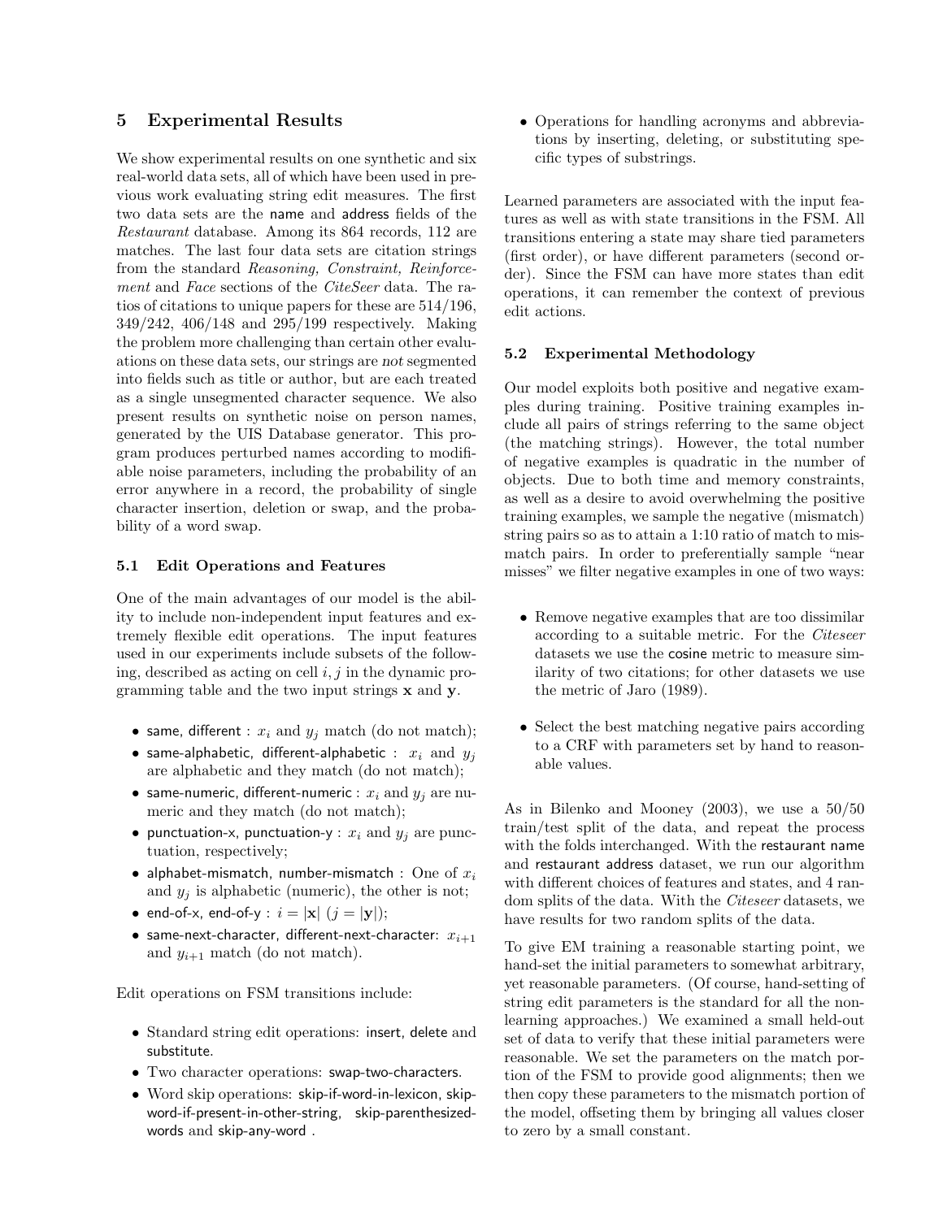# 5 Experimental Results

We show experimental results on one synthetic and six real-world data sets, all of which have been used in previous work evaluating string edit measures. The first two data sets are the name and address fields of the *Restaurant* database. Among its 864 records, 112 are matches. The last four data sets are citation strings from the standard *Reasoning, Constraint, Reinforcement* and *Face* sections of the *CiteSeer* data. The ratios of citations to unique papers for these are 514/196, 349/242, 406/148 and 295/199 respectively. Making the problem more challenging than certain other evaluations on these data sets, our strings are *not* segmented into fields such as title or author, but are each treated as a single unsegmented character sequence. We also present results on synthetic noise on person names, generated by the UIS Database generator. This program produces perturbed names according to modifiable noise parameters, including the probability of an error anywhere in a record, the probability of single character insertion, deletion or swap, and the probability of a word swap.

## 5.1 Edit Operations and Features

One of the main advantages of our model is the ability to include non-independent input features and extremely flexible edit operations. The input features used in our experiments include subsets of the following, described as acting on cell $i, j$ in the dynamic programming table and the two input strings $\mathbf{x}$ and $\mathbf{y}$.

- same, different : $x_i$ and $y_j$ match (do not match);
- same-alphabetic, different-alphabetic : $x_i$ and $y_j$ are alphabetic and they match (do not match);
- same-numeric, different-numeric : $x_i$ and $y_j$ are numeric and they match (do not match);
- punctuation-x, punctuation-y : $x_i$ and $y_j$ are punctuation, respectively;
- alphabet-mismatch, number-mismatch : One of $x_i$ and $y_j$ is alphabetic (numeric), the other is not;
- end-of-x, end-of-y : $i = |\mathbf{x}|$ $(j = |\mathbf{y}|)$;
- same-next-character, different-next-character: $x_{i+1}$ and $y_{i+1}$ match (do not match).

Edit operations on FSM transitions include:

- Standard string edit operations: insert, delete and substitute.
- Two character operations: swap-two-characters.
- Word skip operations: skip-if-word-in-lexicon, skip-word-if-present-in-other-string, skip-parenthesized-words and skip-any-word .
- Operations for handling acronyms and abbreviations by inserting, deleting, or substituting specific types of substrings.

Learned parameters are associated with the input features as well as with state transitions in the FSM. All transitions entering a state may share tied parameters (first order), or have different parameters (second order). Since the FSM can have more states than edit operations, it can remember the context of previous edit actions.

## 5.2 Experimental Methodology

Our model exploits both positive and negative examples during training. Positive training examples include all pairs of strings referring to the same object (the matching strings). However, the total number of negative examples is quadratic in the number of objects. Due to both time and memory constraints, as well as a desire to avoid overwhelming the positive training examples, we sample the negative (mismatch) string pairs so as to attain a 1:10 ratio of match to mismatch pairs. In order to preferentially sample "near misses" we filter negative examples in one of two ways:

- Remove negative examples that are too dissimilar according to a suitable metric. For the *Citeseer* datasets we use the cosine metric to measure similarity of two citations; for other datasets we use the metric of Jaro (1989).
- Select the best matching negative pairs according to a CRF with parameters set by hand to reasonable values.

As in Bilenko and Mooney (2003), we use a 50/50 train/test split of the data, and repeat the process with the folds interchanged. With the restaurant name and restaurant address dataset, we run our algorithm with different choices of features and states, and 4 random splits of the data. With the *Citeseer* datasets, we have results for two random splits of the data.

To give EM training a reasonable starting point, we hand-set the initial parameters to somewhat arbitrary, yet reasonable parameters. (Of course, hand-setting of string edit parameters is the standard for all the non-learning approaches.) We examined a small held-out set of data to verify that these initial parameters were reasonable. We set the parameters on the match portion of the FSM to provide good alignments; then we then copy these parameters to the mismatch portion of the model, offseting them by bringing all values closer to zero by a small constant.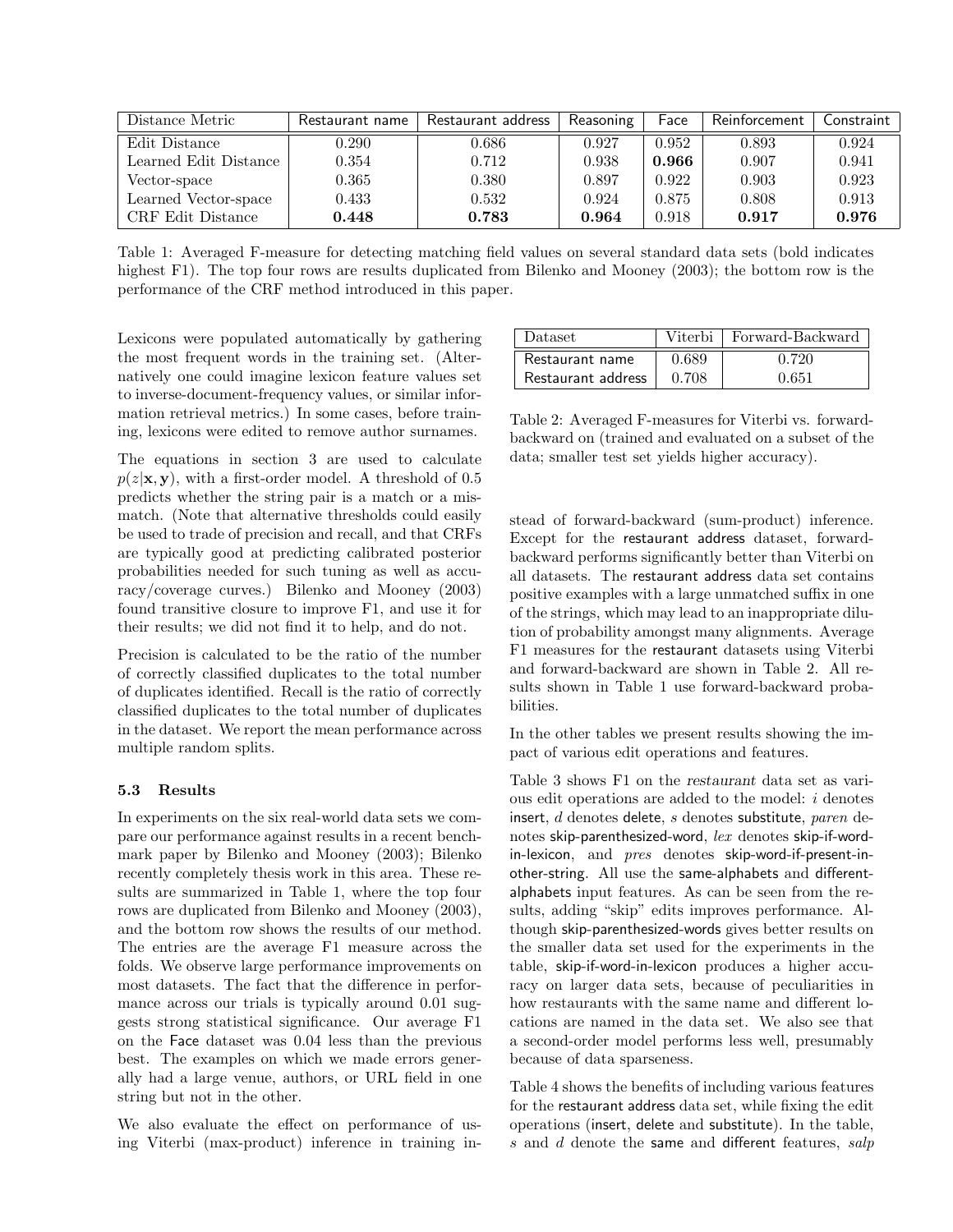| Distance Metric | Restaurant name | Restaurant address | Reasoning | Face | Reinforcement | Constraint |
|---|---|---|---|---|---|---|
| Edit Distance | 0.290 | 0.686 | 0.927 | 0.952 | 0.893 | 0.924 |
| Learned Edit Distance | 0.354 | 0.712 | 0.938 | **0.966** | 0.907 | 0.941 |
| Vector-space | 0.365 | 0.380 | 0.897 | 0.922 | 0.903 | 0.923 |
| Learned Vector-space | 0.433 | 0.532 | 0.924 | 0.875 | 0.808 | 0.913 |
| CRF Edit Distance | **0.448** | **0.783** | **0.964** | 0.918 | **0.917** | **0.976** |

Table 1: Averaged F-measure for detecting matching field values on several standard data sets (bold indicates highest F1). The top four rows are results duplicated from Bilenko and Mooney (2003); the bottom row is the performance of the CRF method introduced in this paper.

Lexicons were populated automatically by gathering the most frequent words in the training set. (Alternatively one could imagine lexicon feature values set to inverse-document-frequency values, or similar information retrieval metrics.) In some cases, before training, lexicons were edited to remove author surnames.

The equations in section 3 are used to calculate $p(z|\mathbf{x}, \mathbf{y})$, with a first-order model. A threshold of 0.5 predicts whether the string pair is a match or a mismatch. (Note that alternative thresholds could easily be used to trade of precision and recall, and that CRFs are typically good at predicting calibrated posterior probabilities needed for such tuning as well as accuracy/coverage curves.) Bilenko and Mooney (2003) found transitive closure to improve F1, and use it for their results; we did not find it to help, and do not.

Precision is calculated to be the ratio of the number of correctly classified duplicates to the total number of duplicates identified. Recall is the ratio of correctly classified duplicates to the total number of duplicates in the dataset. We report the mean performance across multiple random splits.

### 5.3 Results

In experiments on the six real-world data sets we compare our performance against results in a recent benchmark paper by Bilenko and Mooney (2003); Bilenko recently completely thesis work in this area. These results are summarized in Table 1, where the top four rows are duplicated from Bilenko and Mooney (2003), and the bottom row shows the results of our method. The entries are the average F1 measure across the folds. We observe large performance improvements on most datasets. The fact that the difference in performance across our trials is typically around 0.01 suggests strong statistical significance. Our average F1 on the Face dataset was 0.04 less than the previous best. The examples on which we made errors generally had a large venue, authors, or URL field in one string but not in the other.

We also evaluate the effect on performance of using Viterbi (max-product) inference in training instead of forward-backward (sum-product) inference. Except for the restaurant address dataset, forward-backward performs significantly better than Viterbi on all datasets. The restaurant address data set contains positive examples with a large unmatched suffix in one of the strings, which may lead to an inappropriate dilution of probability amongst many alignments. Average F1 measures for the restaurant datasets using Viterbi and forward-backward are shown in Table 2. All results shown in Table 1 use forward-backward probabilities.

| Dataset | Viterbi | Forward-Backward |
|---|---|---|
| Restaurant name | 0.689 | 0.720 |
| Restaurant address | 0.708 | 0.651 |

Table 2: Averaged F-measures for Viterbi vs. forward-backward on (trained and evaluated on a subset of the data; smaller test set yields higher accuracy).

In the other tables we present results showing the impact of various edit operations and features.

Table 3 shows F1 on the *restaurant* data set as various edit operations are added to the model: *i* denotes insert, *d* denotes delete, *s* denotes substitute, *paren* denotes skip-parenthesized-word, *lex* denotes skip-if-word-in-lexicon, and *pres* denotes skip-word-if-present-in-other-string. All use the same-alphabets and different-alphabets input features. As can be seen from the results, adding "skip" edits improves performance. Although skip-parenthesized-words gives better results on the smaller data set used for the experiments in the table, skip-if-word-in-lexicon produces a higher accuracy on larger data sets, because of peculiarities in how restaurants with the same name and different locations are named in the data set. We also see that a second-order model performs less well, presumably because of data sparseness.

Table 4 shows the benefits of including various features for the restaurant address data set, while fixing the edit operations (insert, delete and substitute). In the table, *s* and *d* denote the same and different features, *salp*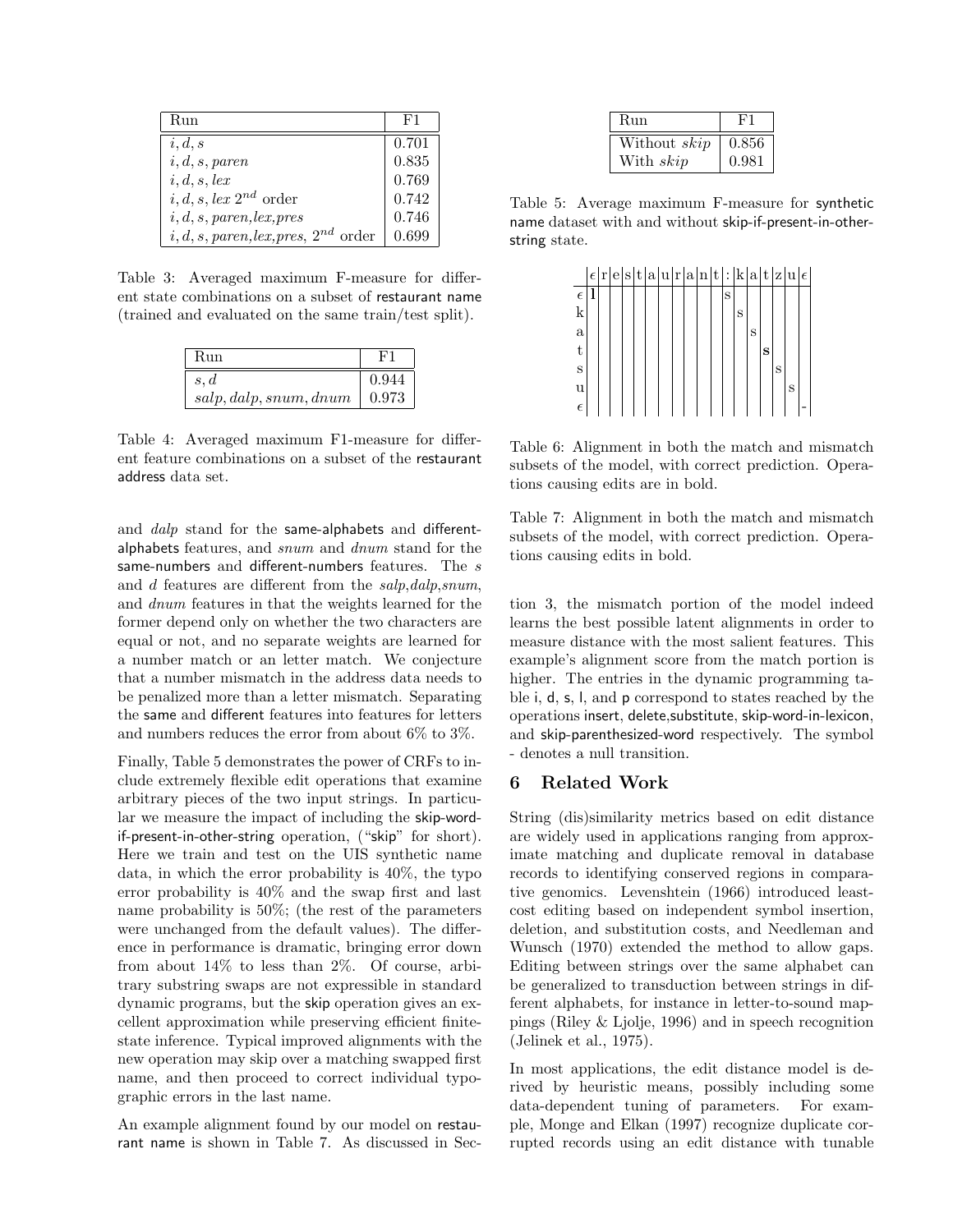| Run | F1 |
|---|---|
| $i, d, s$ | 0.701 |
| $i, d, s, paren$ | 0.835 |
| $i, d, s, lex$ | 0.769 |
| $i, d, s, lex$ $2^{nd}$ order | 0.742 |
| $i, d, s, paren, lex, pres$ | 0.746 |
| $i, d, s, paren, lex, pres$, $2^{nd}$ order | 0.699 |

Table 3: Averaged maximum F-measure for different state combinations on a subset of restaurant name (trained and evaluated on the same train/test split).

| Run | F1 |
|---|---|
| $s, d$ | 0.944 |
| $salp, dalp, snum, dnum$ | 0.973 |

Table 4: Averaged maximum F1-measure for different feature combinations on a subset of the restaurant address data set.

| Run | F1 |
|---|---|
| Without *skip* | 0.856 |
| With *skip* | 0.981 |

Table 5: Average maximum F-measure for synthetic name dataset with and without skip-if-present-in-other-string state.

| | ε | r | e | s | t | a | u | r | a | n | t | : | k | a | t | z | u | ε |
|---|---|---|---|---|---|---|---|---|---|---|---|---|---|---|---|---|---|---|
| ε | **l** | | | | | | | | | | | s | | | | | | |
| k | | | | | | | | | | | | | s | | | | | |
| a | | | | | | | | | | | | | | s | | | | |
| t | | | | | | | | | | | | | | | **s** | | | |
| s | | | | | | | | | | | | | | | | s | | |
| u | | | | | | | | | | | | | | | | | s | |
| ε | | | | | | | | | | | | | | | | | | - |

Table 6: Alignment in both the match and mismatch subsets of the model, with correct prediction. Operations causing edits are in bold.

Table 7: Alignment in both the match and mismatch subsets of the model, with correct prediction. Operations causing edits in bold.

and *dalp* stand for the same-alphabets and different-alphabets features, and *snum* and *dnum* stand for the same-numbers and different-numbers features. The *s* and *d* features are different from the *salp*,*dalp*,*snum*, and *dnum* features in that the weights learned for the former depend only on whether the two characters are equal or not, and no separate weights are learned for a number match or an letter match. We conjecture that a number mismatch in the address data needs to be penalized more than a letter mismatch. Separating the same and different features into features for letters and numbers reduces the error from about 6% to 3%.

Finally, Table 5 demonstrates the power of CRFs to include extremely flexible edit operations that examine arbitrary pieces of the two input strings. In particular we measure the impact of including the skip-word-if-present-in-other-string operation, ("skip" for short). Here we train and test on the UIS synthetic name data, in which the error probability is 40%, the typo error probability is 40% and the swap first and last name probability is 50%; (the rest of the parameters were unchanged from the default values). The difference in performance is dramatic, bringing error down from about 14% to less than 2%. Of course, arbitrary substring swaps are not expressible in standard dynamic programs, but the skip operation gives an excellent approximation while preserving efficient finite-state inference. Typical improved alignments with the new operation may skip over a matching swapped first name, and then proceed to correct individual typographic errors in the last name.

An example alignment found by our model on restaurant name is shown in Table 7. As discussed in Section 3, the mismatch portion of the model indeed learns the best possible latent alignments in order to measure distance with the most salient features. This example's alignment score from the match portion is higher. The entries in the dynamic programming table i, d, s, l, and p correspond to states reached by the operations insert, delete,substitute, skip-word-in-lexicon, and skip-parenthesized-word respectively. The symbol - denotes a null transition.

## 6 Related Work

String (dis)similarity metrics based on edit distance are widely used in applications ranging from approximate matching and duplicate removal in database records to identifying conserved regions in comparative genomics. Levenshtein (1966) introduced least-cost editing based on independent symbol insertion, deletion, and substitution costs, and Needleman and Wunsch (1970) extended the method to allow gaps. Editing between strings over the same alphabet can be generalized to transduction between strings in different alphabets, for instance in letter-to-sound mappings (Riley & Ljolje, 1996) and in speech recognition (Jelinek et al., 1975).

In most applications, the edit distance model is derived by heuristic means, possibly including some data-dependent tuning of parameters. For example, Monge and Elkan (1997) recognize duplicate corrupted records using an edit distance with tunable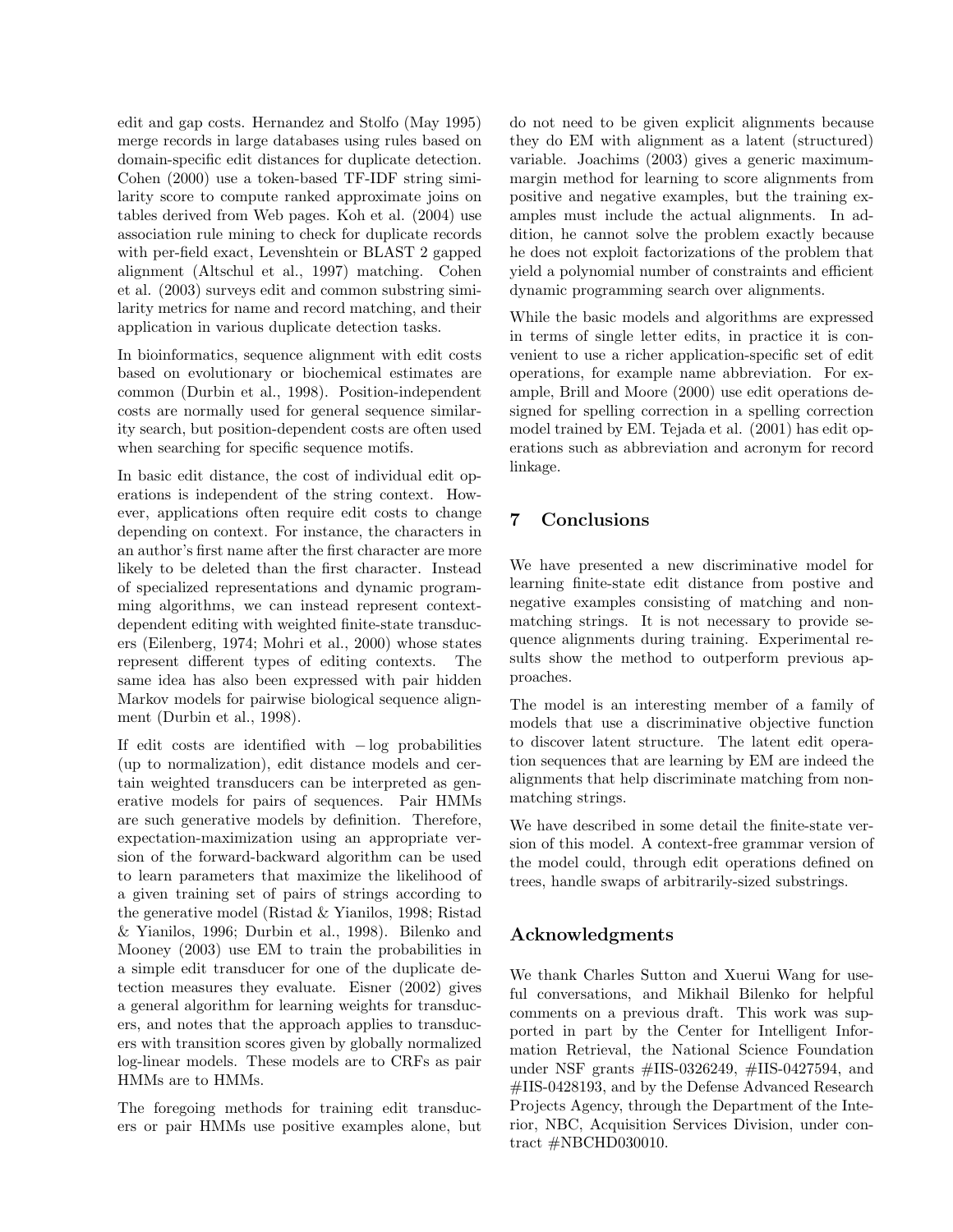edit and gap costs. Hernandez and Stolfo (May 1995) merge records in large databases using rules based on domain-specific edit distances for duplicate detection. Cohen (2000) use a token-based TF-IDF string similarity score to compute ranked approximate joins on tables derived from Web pages. Koh et al. (2004) use association rule mining to check for duplicate records with per-field exact, Levenshtein or BLAST 2 gapped alignment (Altschul et al., 1997) matching. Cohen et al. (2003) surveys edit and common substring similarity metrics for name and record matching, and their application in various duplicate detection tasks.

In bioinformatics, sequence alignment with edit costs based on evolutionary or biochemical estimates are common (Durbin et al., 1998). Position-independent costs are normally used for general sequence similarity search, but position-dependent costs are often used when searching for specific sequence motifs.

In basic edit distance, the cost of individual edit operations is independent of the string context. However, applications often require edit costs to change depending on context. For instance, the characters in an author's first name after the first character are more likely to be deleted than the first character. Instead of specialized representations and dynamic programming algorithms, we can instead represent context-dependent editing with weighted finite-state transducers (Eilenberg, 1974; Mohri et al., 2000) whose states represent different types of editing contexts. The same idea has also been expressed with pair hidden Markov models for pairwise biological sequence alignment (Durbin et al., 1998).

If edit costs are identified with $-\log$ probabilities (up to normalization), edit distance models and certain weighted transducers can be interpreted as generative models for pairs of sequences. Pair HMMs are such generative models by definition. Therefore, expectation-maximization using an appropriate version of the forward-backward algorithm can be used to learn parameters that maximize the likelihood of a given training set of pairs of strings according to the generative model (Ristad & Yianilos, 1998; Ristad & Yianilos, 1996; Durbin et al., 1998). Bilenko and Mooney (2003) use EM to train the probabilities in a simple edit transducer for one of the duplicate detection measures they evaluate. Eisner (2002) gives a general algorithm for learning weights for transducers, and notes that the approach applies to transducers with transition scores given by globally normalized log-linear models. These models are to CRFs as pair HMMs are to HMMs.

The foregoing methods for training edit transducers or pair HMMs use positive examples alone, but do not need to be given explicit alignments because they do EM with alignment as a latent (structured) variable. Joachims (2003) gives a generic maximum-margin method for learning to score alignments from positive and negative examples, but the training examples must include the actual alignments. In addition, he cannot solve the problem exactly because he does not exploit factorizations of the problem that yield a polynomial number of constraints and efficient dynamic programming search over alignments.

While the basic models and algorithms are expressed in terms of single letter edits, in practice it is convenient to use a richer application-specific set of edit operations, for example name abbreviation. For example, Brill and Moore (2000) use edit operations designed for spelling correction in a spelling correction model trained by EM. Tejada et al. (2001) has edit operations such as abbreviation and acronym for record linkage.

## 7 Conclusions

We have presented a new discriminative model for learning finite-state edit distance from postive and negative examples consisting of matching and non-matching strings. It is not necessary to provide sequence alignments during training. Experimental results show the method to outperform previous approaches.

The model is an interesting member of a family of models that use a discriminative objective function to discover latent structure. The latent edit operation sequences that are learning by EM are indeed the alignments that help discriminate matching from non-matching strings.

We have described in some detail the finite-state version of this model. A context-free grammar version of the model could, through edit operations defined on trees, handle swaps of arbitrarily-sized substrings.

## Acknowledgments

We thank Charles Sutton and Xuerui Wang for useful conversations, and Mikhail Bilenko for helpful comments on a previous draft. This work was supported in part by the Center for Intelligent Information Retrieval, the National Science Foundation under NSF grants #IIS-0326249, #IIS-0427594, and #IIS-0428193, and by the Defense Advanced Research Projects Agency, through the Department of the Interior, NBC, Acquisition Services Division, under contract #NBCHD030010.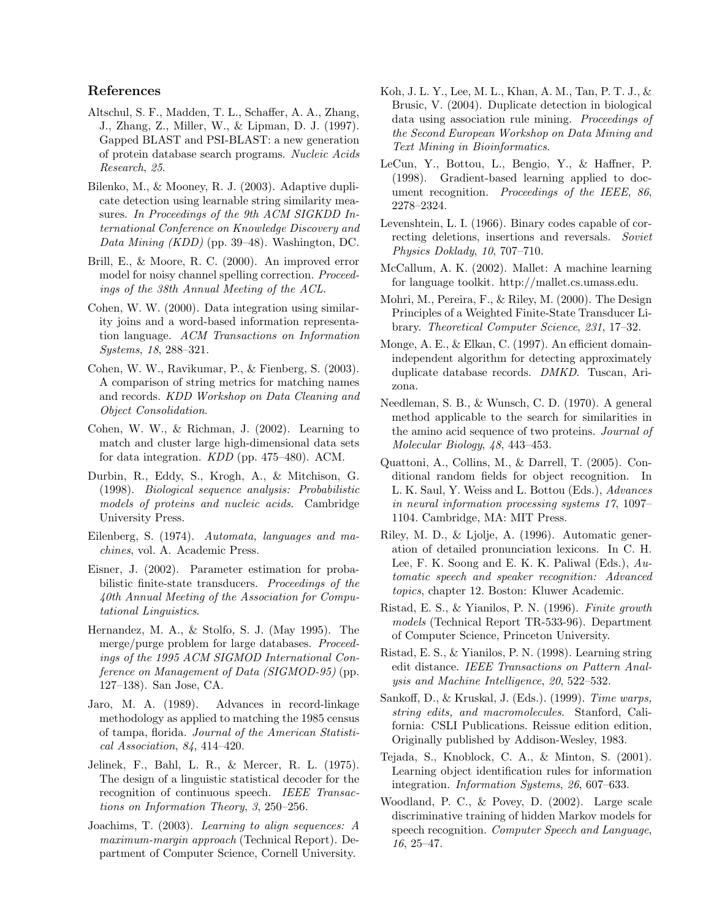## References

Altschul, S. F., Madden, T. L., Schaffer, A. A., Zhang, J., Zhang, Z., Miller, W., & Lipman, D. J. (1997). Gapped BLAST and PSI-BLAST: a new generation of protein database search programs. *Nucleic Acids Research*, *25*.

Bilenko, M., & Mooney, R. J. (2003). Adaptive duplicate detection using learnable string similarity measures. *In Proceedings of the 9th ACM SIGKDD International Conference on Knowledge Discovery and Data Mining (KDD)* (pp. 39–48). Washington, DC.

Brill, E., & Moore, R. C. (2000). An improved error model for noisy channel spelling correction. *Proceedings of the 38th Annual Meeting of the ACL*.

Cohen, W. W. (2000). Data integration using similarity joins and a word-based information representation language. *ACM Transactions on Information Systems*, *18*, 288–321.

Cohen, W. W., Ravikumar, P., & Fienberg, S. (2003). A comparison of string metrics for matching names and records. *KDD Workshop on Data Cleaning and Object Consolidation*.

Cohen, W. W., & Richman, J. (2002). Learning to match and cluster large high-dimensional data sets for data integration. *KDD* (pp. 475–480). ACM.

Durbin, R., Eddy, S., Krogh, A., & Mitchison, G. (1998). *Biological sequence analysis: Probabilistic models of proteins and nucleic acids*. Cambridge University Press.

Eilenberg, S. (1974). *Automata, languages and machines*, vol. A. Academic Press.

Eisner, J. (2002). Parameter estimation for probabilistic finite-state transducers. *Proceedings of the 40th Annual Meeting of the Association for Computational Linguistics*.

Hernandez, M. A., & Stolfo, S. J. (May 1995). The merge/purge problem for large databases. *Proceedings of the 1995 ACM SIGMOD International Conference on Management of Data (SIGMOD-95)* (pp. 127–138). San Jose, CA.

Jaro, M. A. (1989). Advances in record-linkage methodology as applied to matching the 1985 census of tampa, florida. *Journal of the American Statistical Association*, *84*, 414–420.

Jelinek, F., Bahl, L. R., & Mercer, R. L. (1975). The design of a linguistic statistical decoder for the recognition of continuous speech. *IEEE Transactions on Information Theory*, *3*, 250–256.

Joachims, T. (2003). *Learning to align sequences: A maximum-margin approach* (Technical Report). Department of Computer Science, Cornell University.

Koh, J. L. Y., Lee, M. L., Khan, A. M., Tan, P. T. J., & Brusic, V. (2004). Duplicate detection in biological data using association rule mining. *Proceedings of the Second European Workshop on Data Mining and Text Mining in Bioinformatics*.

LeCun, Y., Bottou, L., Bengio, Y., & Haffner, P. (1998). Gradient-based learning applied to document recognition. *Proceedings of the IEEE*, *86*, 2278–2324.

Levenshtein, L. I. (1966). Binary codes capable of correcting deletions, insertions and reversals. *Soviet Physics Doklady*, *10*, 707–710.

McCallum, A. K. (2002). Mallet: A machine learning for language toolkit. http://mallet.cs.umass.edu.

Mohri, M., Pereira, F., & Riley, M. (2000). The Design Principles of a Weighted Finite-State Transducer Library. *Theoretical Computer Science*, *231*, 17–32.

Monge, A. E., & Elkan, C. (1997). An efficient domain-independent algorithm for detecting approximately duplicate database records. *DMKD*. Tuscan, Arizona.

Needleman, S. B., & Wunsch, C. D. (1970). A general method applicable to the search for similarities in the amino acid sequence of two proteins. *Journal of Molecular Biology*, *48*, 443–453.

Quattoni, A., Collins, M., & Darrell, T. (2005). Conditional random fields for object recognition. In L. K. Saul, Y. Weiss and L. Bottou (Eds.), *Advances in neural information processing systems 17*, 1097–1104. Cambridge, MA: MIT Press.

Riley, M. D., & Ljolje, A. (1996). Automatic generation of detailed pronunciation lexicons. In C. H. Lee, F. K. Soong and E. K. K. Paliwal (Eds.), *Automatic speech and speaker recognition: Advanced topics*, chapter 12. Boston: Kluwer Academic.

Ristad, E. S., & Yianilos, P. N. (1996). *Finite growth models* (Technical Report TR-533-96). Department of Computer Science, Princeton University.

Ristad, E. S., & Yianilos, P. N. (1998). Learning string edit distance. *IEEE Transactions on Pattern Analysis and Machine Intelligence*, *20*, 522–532.

Sankoff, D., & Kruskal, J. (Eds.). (1999). *Time warps, string edits, and macromolecules*. Stanford, California: CSLI Publications. Reissue edition edition, Originally published by Addison-Wesley, 1983.

Tejada, S., Knoblock, C. A., & Minton, S. (2001). Learning object identification rules for information integration. *Information Systems*, *26*, 607–633.

Woodland, P. C., & Povey, D. (2002). Large scale discriminative training of hidden Markov models for speech recognition. *Computer Speech and Language*, *16*, 25–47.